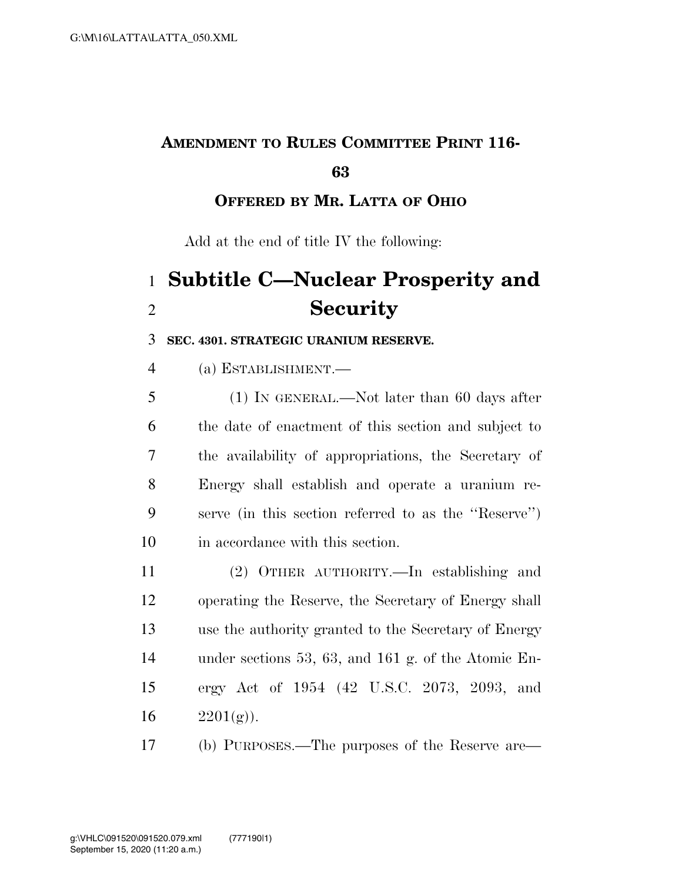**AMENDMENT TO RULES COMMITTEE PRINT 116-63**

**OFFERED BY MR. LATTA OF OHIO**

Add at the end of title IV the following:

# Subtitle C—Nuclear Prosperity and Security

**SEC. 4301. STRATEGIC URANIUM RESERVE.**

(a) ESTABLISHMENT.—

(1) IN GENERAL.—Not later than 60 days after the date of enactment of this section and subject to the availability of appropriations, the Secretary of Energy shall establish and operate a uranium reserve (in this section referred to as the ''Reserve'') in accordance with this section.

(2) OTHER AUTHORITY.—In establishing and operating the Reserve, the Secretary of Energy shall use the authority granted to the Secretary of Energy under sections 53, 63, and 161 g. of the Atomic Energy Act of 1954 (42 U.S.C. 2073, 2093, and 2201(g)).

(b) PURPOSES.—The purposes of the Reserve are—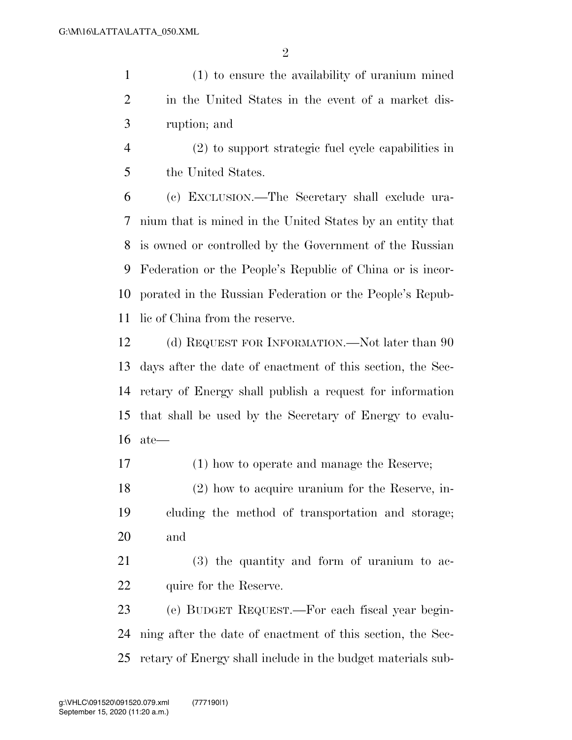(1) to ensure the availability of uranium mined in the United States in the event of a market disruption; and

(2) to support strategic fuel cycle capabilities in the United States.

(c) EXCLUSION.—The Secretary shall exclude uranium that is mined in the United States by an entity that is owned or controlled by the Government of the Russian Federation or the People's Republic of China or is incorporated in the Russian Federation or the People's Republic of China from the reserve.

(d) REQUEST FOR INFORMATION.—Not later than 90 days after the date of enactment of this section, the Secretary of Energy shall publish a request for information that shall be used by the Secretary of Energy to evaluate—

(1) how to operate and manage the Reserve;

(2) how to acquire uranium for the Reserve, including the method of transportation and storage; and

(3) the quantity and form of uranium to acquire for the Reserve.

(e) BUDGET REQUEST.—For each fiscal year beginning after the date of enactment of this section, the Secretary of Energy shall include in the budget materials sub-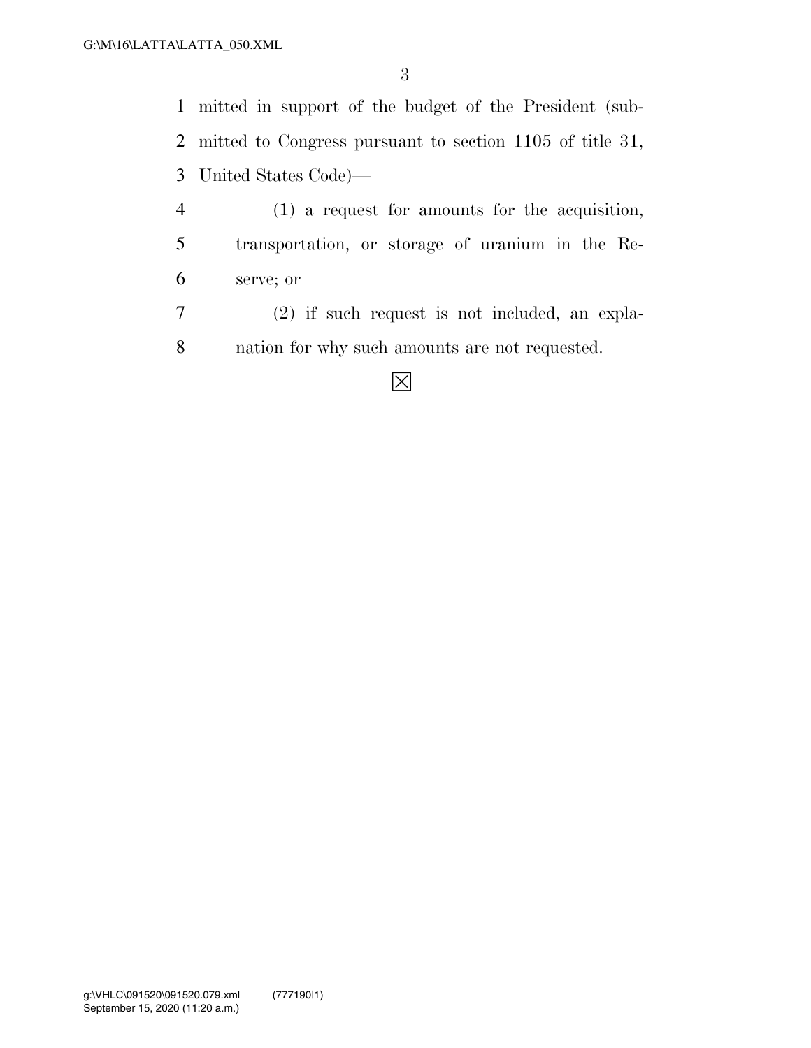mitted in support of the budget of the President (submitted to Congress pursuant to section 1105 of title 31, United States Code)—

(1) a request for amounts for the acquisition, transportation, or storage of uranium in the Reserve; or

(2) if such request is not included, an explanation for why such amounts are not requested.